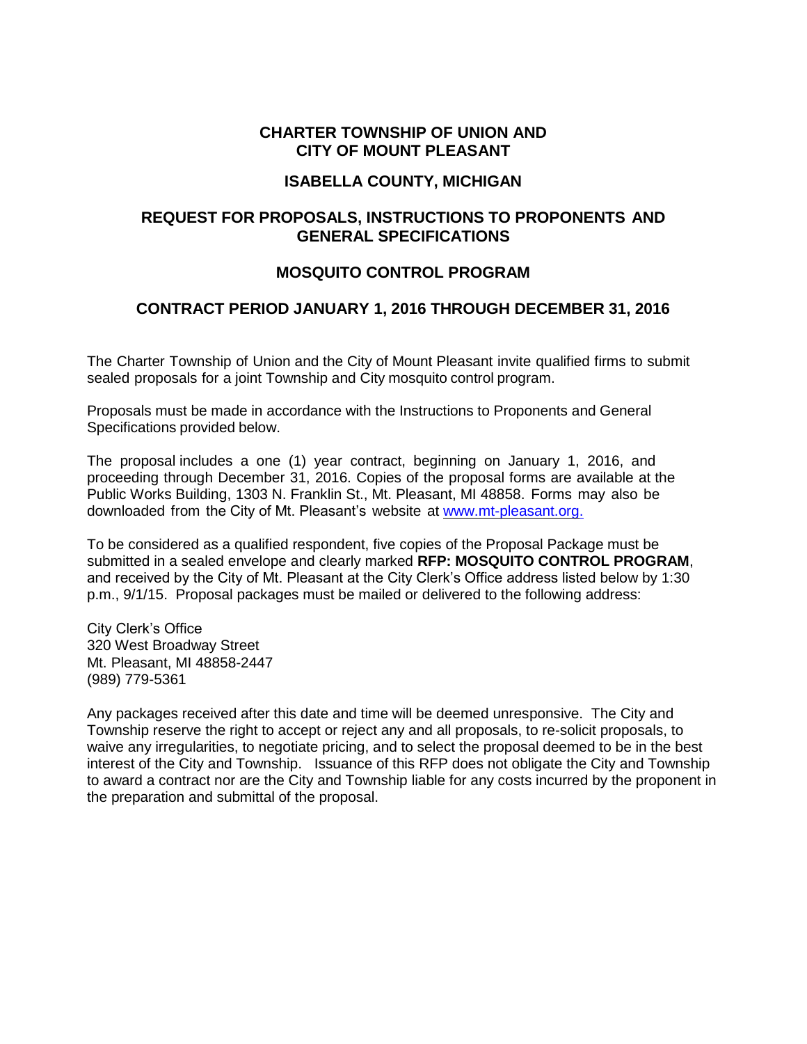# CHARTER TOWNSHIP OF UNION AND CITY OF MOUNT PLEASANT

## ISABELLA COUNTY, MICHIGAN

## REQUEST FOR PROPOSALS, INSTRUCTIONS TO PROPONENTS AND GENERAL SPECIFICATIONS

## MOSQUITO CONTROL PROGRAM

## CONTRACT PERIOD JANUARY 1, 2016 THROUGH DECEMBER 31, 2016

The Charter Township of Union and the City of Mount Pleasant invite qualified firms to submit sealed proposals for a joint Township and City mosquito control program.

Proposals must be made in accordance with the Instructions to Proponents and General Specifications provided below.

The proposal includes a one (1) year contract, beginning on January 1, 2016, and proceeding through December 31, 2016. Copies of the proposal forms are available at the Public Works Building, 1303 N. Franklin St., Mt. Pleasant, MI 48858. Forms may also be downloaded from the City of Mt. Pleasant's website at www.mt-pleasant.org.

To be considered as a qualified respondent, five copies of the Proposal Package must be submitted in a sealed envelope and clearly marked **RFP: MOSQUITO CONTROL PROGRAM**, and received by the City of Mt. Pleasant at the City Clerk's Office address listed below by 1:30 p.m., 9/1/15. Proposal packages must be mailed or delivered to the following address:

City Clerk's Office
320 West Broadway Street
Mt. Pleasant, MI 48858-2447
(989) 779-5361

Any packages received after this date and time will be deemed unresponsive. The City and Township reserve the right to accept or reject any and all proposals, to re-solicit proposals, to waive any irregularities, to negotiate pricing, and to select the proposal deemed to be in the best interest of the City and Township. Issuance of this RFP does not obligate the City and Township to award a contract nor are the City and Township liable for any costs incurred by the proponent in the preparation and submittal of the proposal.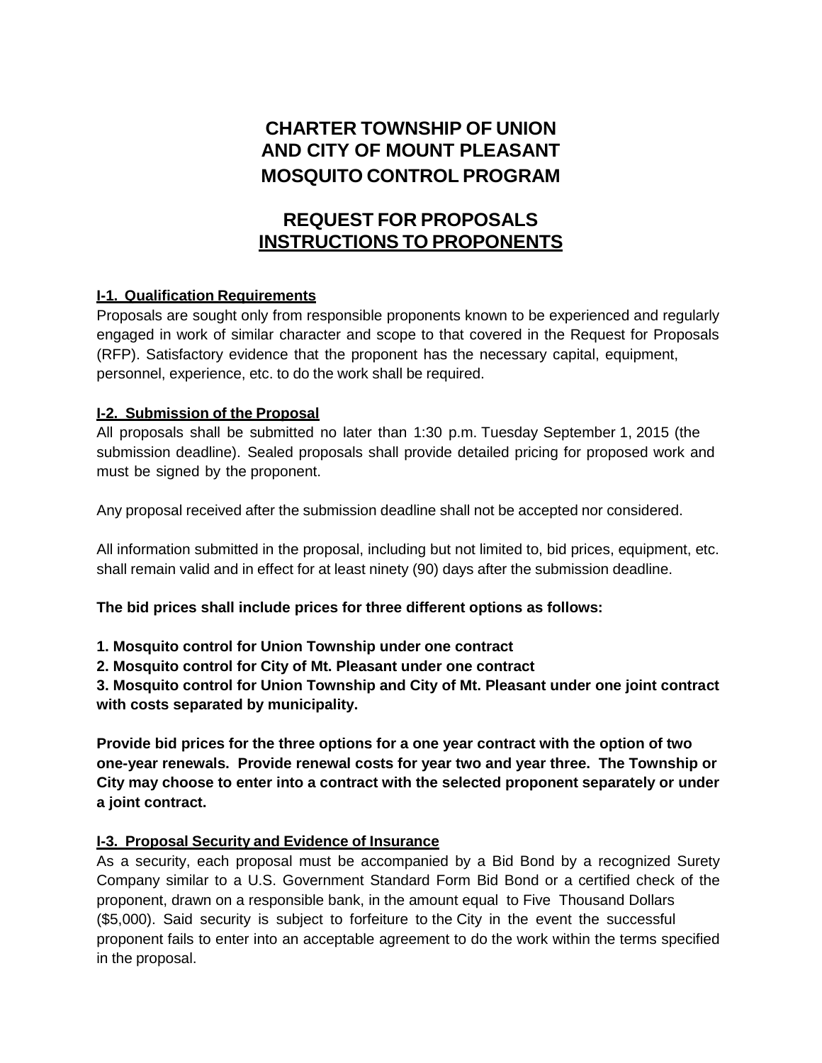# CHARTER TOWNSHIP OF UNION AND CITY OF MOUNT PLEASANT MOSQUITO CONTROL PROGRAM

## REQUEST FOR PROPOSALS <u>INSTRUCTIONS TO PROPONENTS</u>

### <u>I-1. Qualification Requirements</u>

Proposals are sought only from responsible proponents known to be experienced and regularly engaged in work of similar character and scope to that covered in the Request for Proposals (RFP). Satisfactory evidence that the proponent has the necessary capital, equipment, personnel, experience, etc. to do the work shall be required.

### <u>I-2. Submission of the Proposal</u>

All proposals shall be submitted no later than 1:30 p.m. Tuesday September 1, 2015 (the submission deadline). Sealed proposals shall provide detailed pricing for proposed work and must be signed by the proponent.

Any proposal received after the submission deadline shall not be accepted nor considered.

All information submitted in the proposal, including but not limited to, bid prices, equipment, etc. shall remain valid and in effect for at least ninety (90) days after the submission deadline.

**The bid prices shall include prices for three different options as follows:**

**1. Mosquito control for Union Township under one contract**
**2. Mosquito control for City of Mt. Pleasant under one contract**
**3. Mosquito control for Union Township and City of Mt. Pleasant under one joint contract with costs separated by municipality.**

**Provide bid prices for the three options for a one year contract with the option of two one-year renewals. Provide renewal costs for year two and year three. The Township or City may choose to enter into a contract with the selected proponent separately or under a joint contract.**

### <u>I-3. Proposal Security and Evidence of Insurance</u>

As a security, each proposal must be accompanied by a Bid Bond by a recognized Surety Company similar to a U.S. Government Standard Form Bid Bond or a certified check of the proponent, drawn on a responsible bank, in the amount equal to Five Thousand Dollars ($5,000). Said security is subject to forfeiture to the City in the event the successful proponent fails to enter into an acceptable agreement to do the work within the terms specified in the proposal.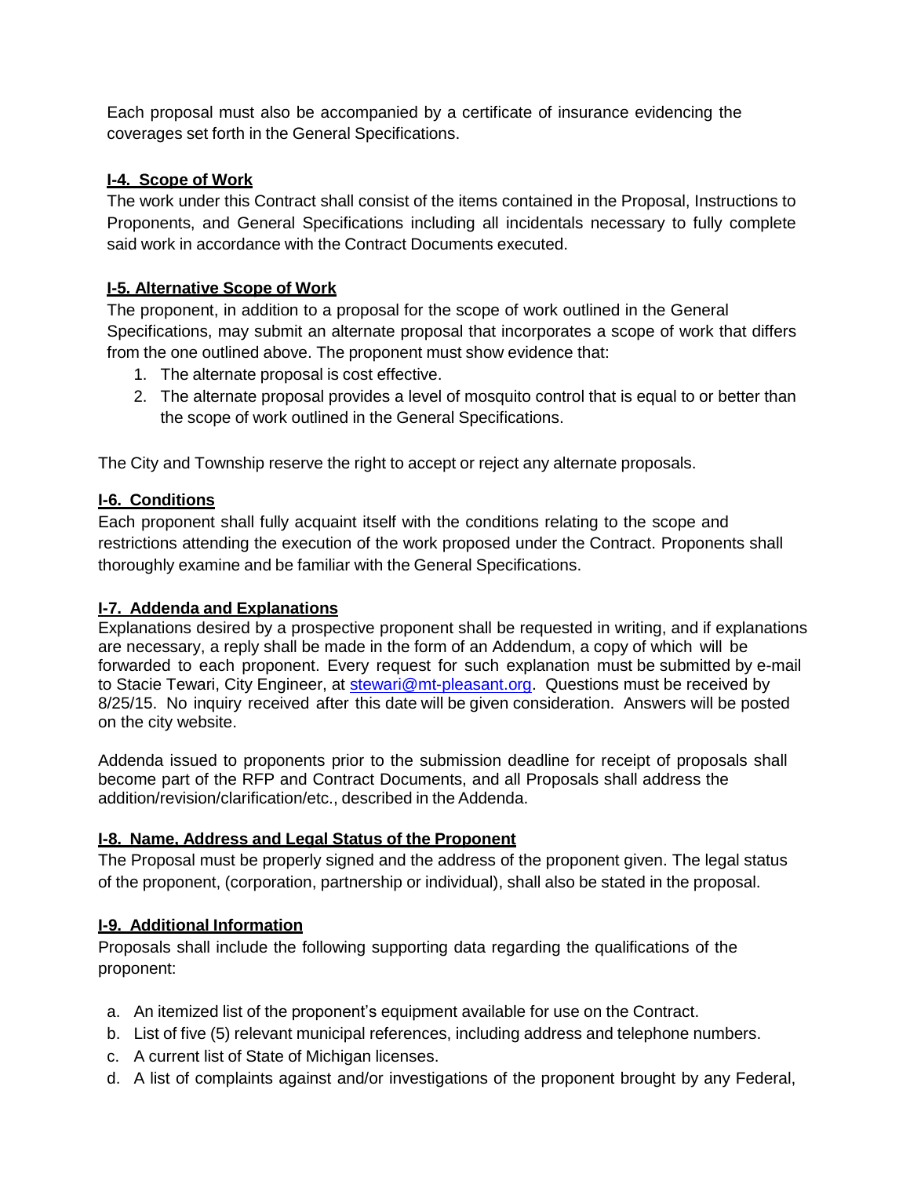Each proposal must also be accompanied by a certificate of insurance evidencing the coverages set forth in the General Specifications.

### I-4. Scope of Work

The work under this Contract shall consist of the items contained in the Proposal, Instructions to Proponents, and General Specifications including all incidentals necessary to fully complete said work in accordance with the Contract Documents executed.

### I-5. Alternative Scope of Work

The proponent, in addition to a proposal for the scope of work outlined in the General Specifications, may submit an alternate proposal that incorporates a scope of work that differs from the one outlined above. The proponent must show evidence that:

1. The alternate proposal is cost effective.
2. The alternate proposal provides a level of mosquito control that is equal to or better than the scope of work outlined in the General Specifications.

The City and Township reserve the right to accept or reject any alternate proposals.

### I-6. Conditions

Each proponent shall fully acquaint itself with the conditions relating to the scope and restrictions attending the execution of the work proposed under the Contract. Proponents shall thoroughly examine and be familiar with the General Specifications.

### I-7. Addenda and Explanations

Explanations desired by a prospective proponent shall be requested in writing, and if explanations are necessary, a reply shall be made in the form of an Addendum, a copy of which will be forwarded to each proponent. Every request for such explanation must be submitted by e-mail to Stacie Tewari, City Engineer, at [stewari@mt-pleasant.org](mailto:stewari@mt-pleasant.org). Questions must be received by 8/25/15. No inquiry received after this date will be given consideration. Answers will be posted on the city website.

Addenda issued to proponents prior to the submission deadline for receipt of proposals shall become part of the RFP and Contract Documents, and all Proposals shall address the addition/revision/clarification/etc., described in the Addenda.

### I-8. Name, Address and Legal Status of the Proponent

The Proposal must be properly signed and the address of the proponent given. The legal status of the proponent, (corporation, partnership or individual), shall also be stated in the proposal.

### I-9. Additional Information

Proposals shall include the following supporting data regarding the qualifications of the proponent:

a. An itemized list of the proponent's equipment available for use on the Contract.
b. List of five (5) relevant municipal references, including address and telephone numbers.
c. A current list of State of Michigan licenses.
d. A list of complaints against and/or investigations of the proponent brought by any Federal,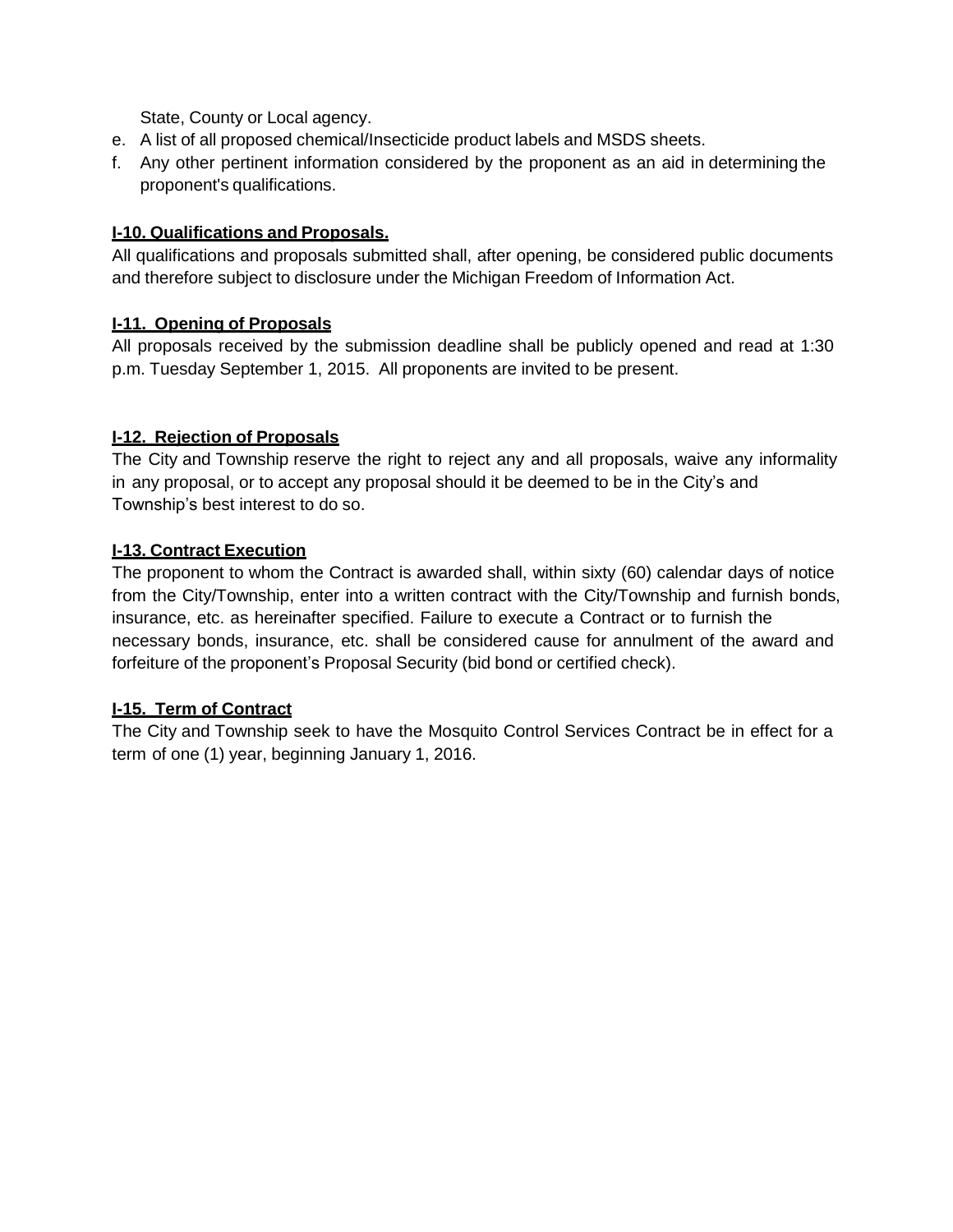State, County or Local agency.

e. A list of all proposed chemical/Insecticide product labels and MSDS sheets.
f. Any other pertinent information considered by the proponent as an aid in determining the proponent's qualifications.

**I-10. Qualifications and Proposals.**

All qualifications and proposals submitted shall, after opening, be considered public documents and therefore subject to disclosure under the Michigan Freedom of Information Act.

**I-11. Opening of Proposals**

All proposals received by the submission deadline shall be publicly opened and read at 1:30 p.m. Tuesday September 1, 2015. All proponents are invited to be present.

**I-12. Rejection of Proposals**

The City and Township reserve the right to reject any and all proposals, waive any informality in any proposal, or to accept any proposal should it be deemed to be in the City's and Township's best interest to do so.

**I-13. Contract Execution**

The proponent to whom the Contract is awarded shall, within sixty (60) calendar days of notice from the City/Township, enter into a written contract with the City/Township and furnish bonds, insurance, etc. as hereinafter specified. Failure to execute a Contract or to furnish the necessary bonds, insurance, etc. shall be considered cause for annulment of the award and forfeiture of the proponent's Proposal Security (bid bond or certified check).

**I-15. Term of Contract**

The City and Township seek to have the Mosquito Control Services Contract be in effect for a term of one (1) year, beginning January 1, 2016.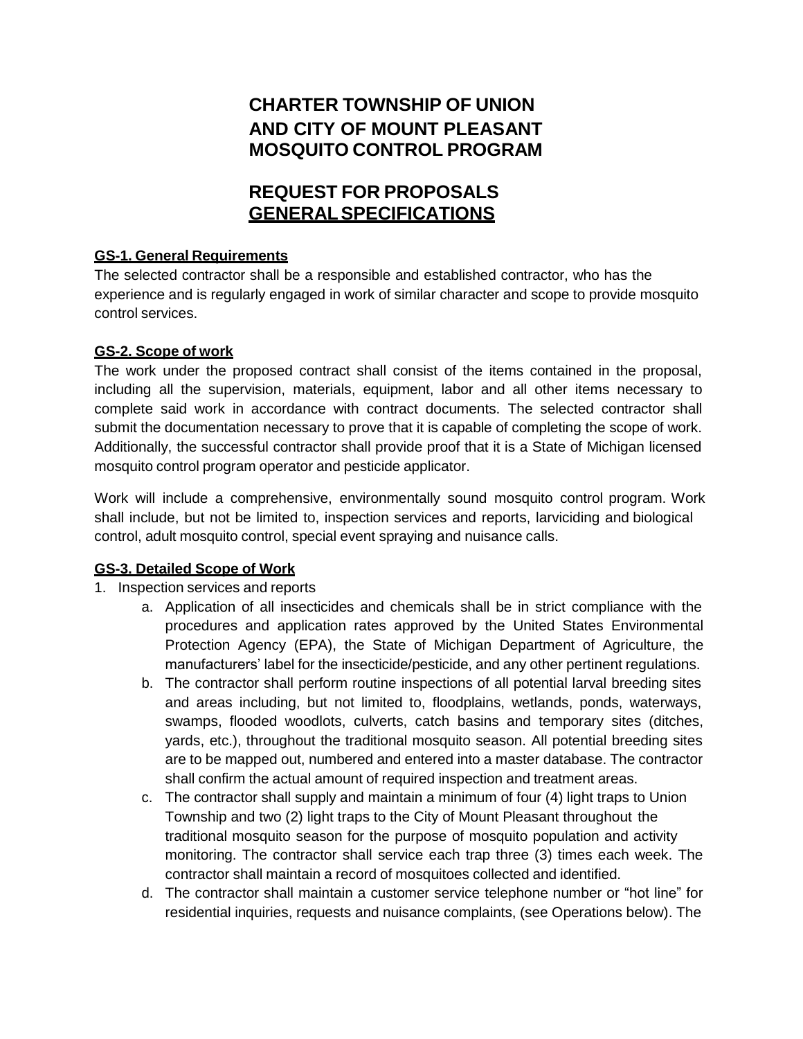# CHARTER TOWNSHIP OF UNION AND CITY OF MOUNT PLEASANT MOSQUITO CONTROL PROGRAM

# REQUEST FOR PROPOSALS GENERAL SPECIFICATIONS

**GS-1. General Requirements**

The selected contractor shall be a responsible and established contractor, who has the experience and is regularly engaged in work of similar character and scope to provide mosquito control services.

**GS-2. Scope of work**

The work under the proposed contract shall consist of the items contained in the proposal, including all the supervision, materials, equipment, labor and all other items necessary to complete said work in accordance with contract documents. The selected contractor shall submit the documentation necessary to prove that it is capable of completing the scope of work. Additionally, the successful contractor shall provide proof that it is a State of Michigan licensed mosquito control program operator and pesticide applicator.

Work will include a comprehensive, environmentally sound mosquito control program. Work shall include, but not be limited to, inspection services and reports, larviciding and biological control, adult mosquito control, special event spraying and nuisance calls.

**GS-3. Detailed Scope of Work**

1. Inspection services and reports
   a. Application of all insecticides and chemicals shall be in strict compliance with the procedures and application rates approved by the United States Environmental Protection Agency (EPA), the State of Michigan Department of Agriculture, the manufacturers' label for the insecticide/pesticide, and any other pertinent regulations.
   b. The contractor shall perform routine inspections of all potential larval breeding sites and areas including, but not limited to, floodplains, wetlands, ponds, waterways, swamps, flooded woodlots, culverts, catch basins and temporary sites (ditches, yards, etc.), throughout the traditional mosquito season. All potential breeding sites are to be mapped out, numbered and entered into a master database. The contractor shall confirm the actual amount of required inspection and treatment areas.
   c. The contractor shall supply and maintain a minimum of four (4) light traps to Union Township and two (2) light traps to the City of Mount Pleasant throughout the traditional mosquito season for the purpose of mosquito population and activity monitoring. The contractor shall service each trap three (3) times each week. The contractor shall maintain a record of mosquitoes collected and identified.
   d. The contractor shall maintain a customer service telephone number or "hot line" for residential inquiries, requests and nuisance complaints, (see Operations below). The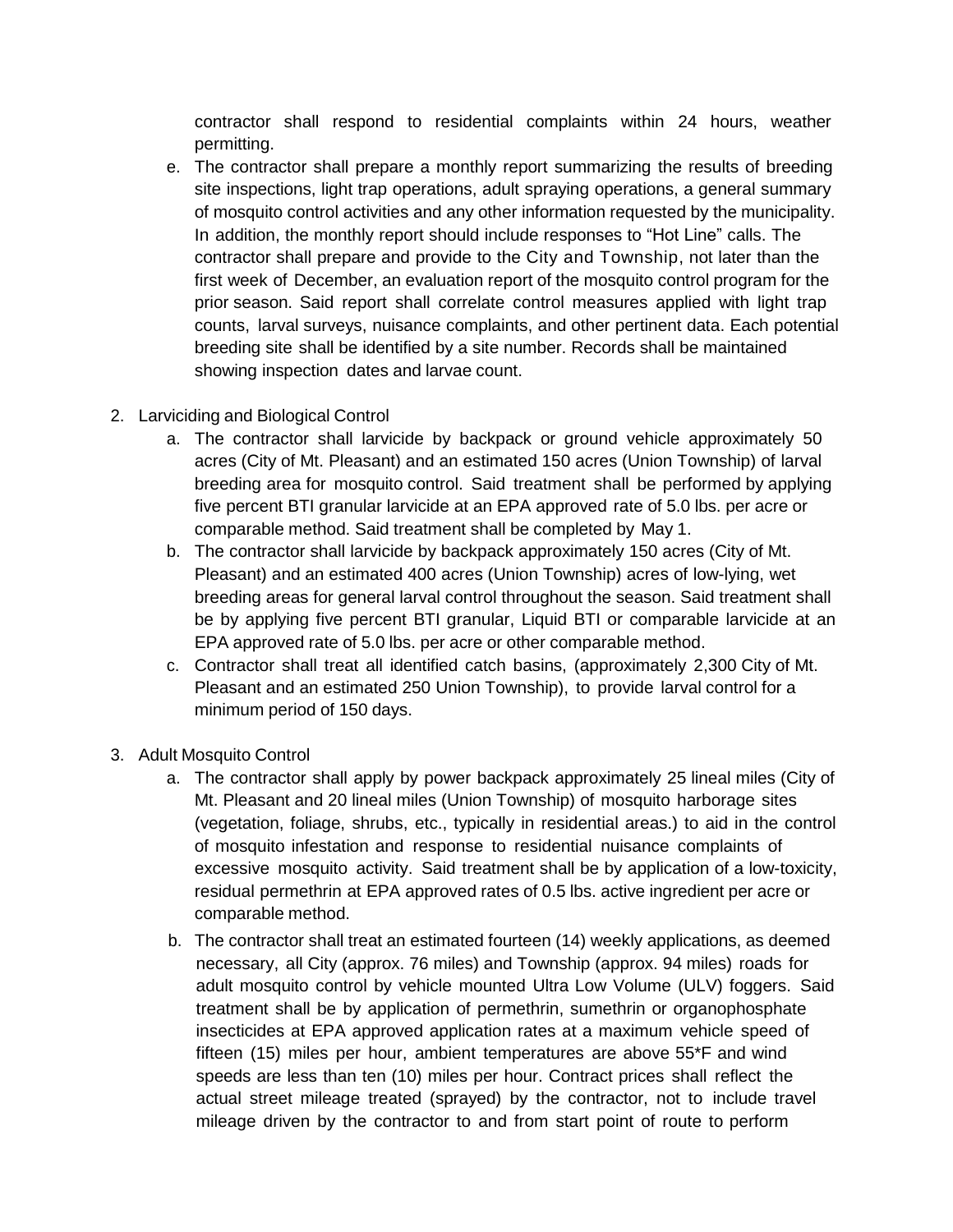contractor shall respond to residential complaints within 24 hours, weather permitting.

e. The contractor shall prepare a monthly report summarizing the results of breeding site inspections, light trap operations, adult spraying operations, a general summary of mosquito control activities and any other information requested by the municipality. In addition, the monthly report should include responses to "Hot Line" calls. The contractor shall prepare and provide to the City and Township, not later than the first week of December, an evaluation report of the mosquito control program for the prior season. Said report shall correlate control measures applied with light trap counts, larval surveys, nuisance complaints, and other pertinent data. Each potential breeding site shall be identified by a site number. Records shall be maintained showing inspection dates and larvae count.

2. Larviciding and Biological Control
   a. The contractor shall larvicide by backpack or ground vehicle approximately 50 acres (City of Mt. Pleasant) and an estimated 150 acres (Union Township) of larval breeding area for mosquito control. Said treatment shall be performed by applying five percent BTI granular larvicide at an EPA approved rate of 5.0 lbs. per acre or comparable method. Said treatment shall be completed by May 1.
   b. The contractor shall larvicide by backpack approximately 150 acres (City of Mt. Pleasant) and an estimated 400 acres (Union Township) acres of low-lying, wet breeding areas for general larval control throughout the season. Said treatment shall be by applying five percent BTI granular, Liquid BTI or comparable larvicide at an EPA approved rate of 5.0 lbs. per acre or other comparable method.
   c. Contractor shall treat all identified catch basins, (approximately 2,300 City of Mt. Pleasant and an estimated 250 Union Township), to provide larval control for a minimum period of 150 days.

3. Adult Mosquito Control
   a. The contractor shall apply by power backpack approximately 25 lineal miles (City of Mt. Pleasant and 20 lineal miles (Union Township) of mosquito harborage sites (vegetation, foliage, shrubs, etc., typically in residential areas.) to aid in the control of mosquito infestation and response to residential nuisance complaints of excessive mosquito activity. Said treatment shall be by application of a low-toxicity, residual permethrin at EPA approved rates of 0.5 lbs. active ingredient per acre or comparable method.
   b. The contractor shall treat an estimated fourteen (14) weekly applications, as deemed necessary, all City (approx. 76 miles) and Township (approx. 94 miles) roads for adult mosquito control by vehicle mounted Ultra Low Volume (ULV) foggers. Said treatment shall be by application of permethrin, sumethrin or organophosphate insecticides at EPA approved application rates at a maximum vehicle speed of fifteen (15) miles per hour, ambient temperatures are above 55*F and wind speeds are less than ten (10) miles per hour. Contract prices shall reflect the actual street mileage treated (sprayed) by the contractor, not to include travel mileage driven by the contractor to and from start point of route to perform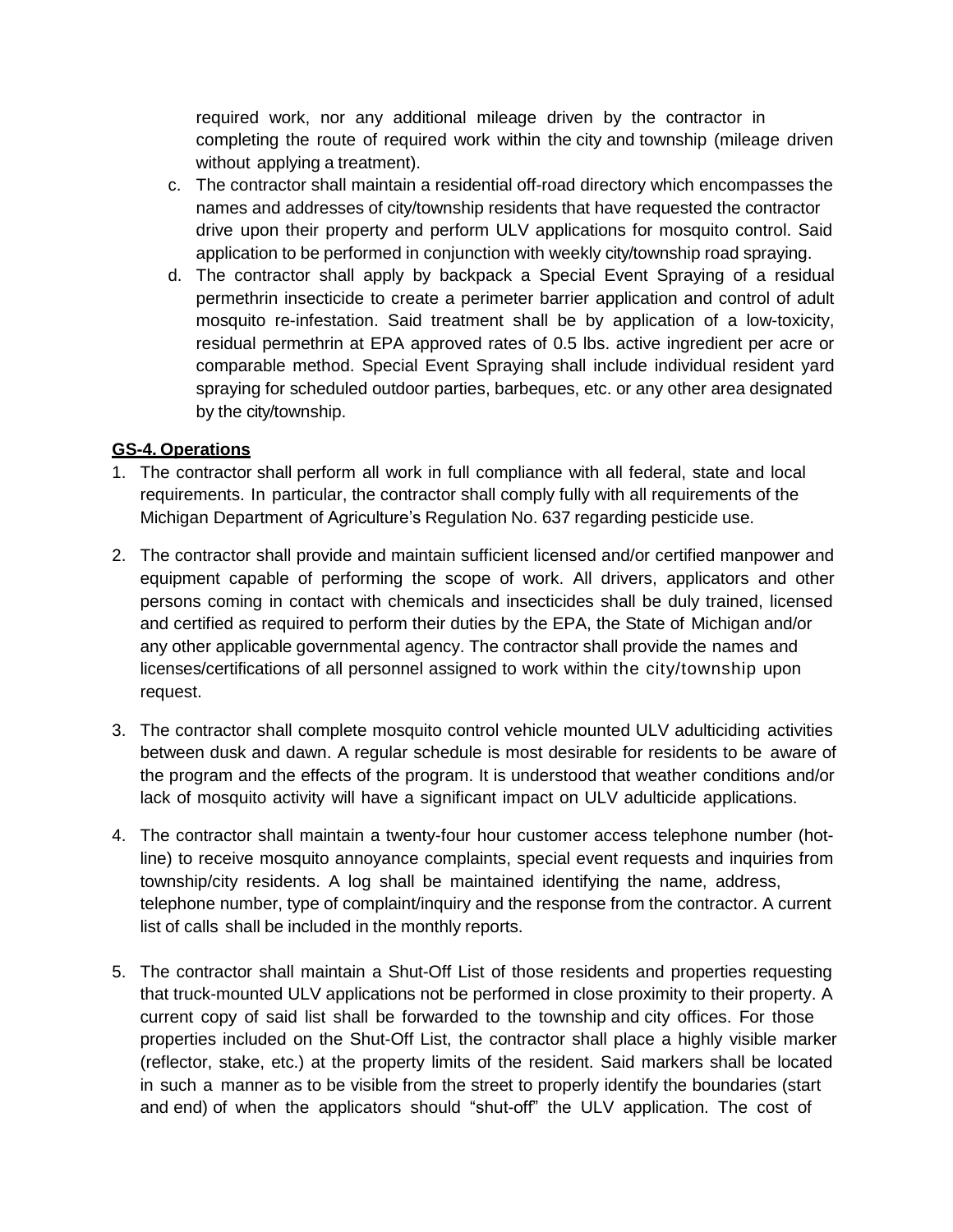required work, nor any additional mileage driven by the contractor in completing the route of required work within the city and township (mileage driven without applying a treatment).

c. The contractor shall maintain a residential off-road directory which encompasses the names and addresses of city/township residents that have requested the contractor drive upon their property and perform ULV applications for mosquito control. Said application to be performed in conjunction with weekly city/township road spraying.

d. The contractor shall apply by backpack a Special Event Spraying of a residual permethrin insecticide to create a perimeter barrier application and control of adult mosquito re-infestation. Said treatment shall be by application of a low-toxicity, residual permethrin at EPA approved rates of 0.5 lbs. active ingredient per acre or comparable method. Special Event Spraying shall include individual resident yard spraying for scheduled outdoor parties, barbeques, etc. or any other area designated by the city/township.

**GS-4. Operations**

1. The contractor shall perform all work in full compliance with all federal, state and local requirements. In particular, the contractor shall comply fully with all requirements of the Michigan Department of Agriculture's Regulation No. 637 regarding pesticide use.

2. The contractor shall provide and maintain sufficient licensed and/or certified manpower and equipment capable of performing the scope of work. All drivers, applicators and other persons coming in contact with chemicals and insecticides shall be duly trained, licensed and certified as required to perform their duties by the EPA, the State of Michigan and/or any other applicable governmental agency. The contractor shall provide the names and licenses/certifications of all personnel assigned to work within the city/township upon request.

3. The contractor shall complete mosquito control vehicle mounted ULV adulticiding activities between dusk and dawn. A regular schedule is most desirable for residents to be aware of the program and the effects of the program. It is understood that weather conditions and/or lack of mosquito activity will have a significant impact on ULV adulticide applications.

4. The contractor shall maintain a twenty-four hour customer access telephone number (hot-line) to receive mosquito annoyance complaints, special event requests and inquiries from township/city residents. A log shall be maintained identifying the name, address, telephone number, type of complaint/inquiry and the response from the contractor. A current list of calls shall be included in the monthly reports.

5. The contractor shall maintain a Shut-Off List of those residents and properties requesting that truck-mounted ULV applications not be performed in close proximity to their property. A current copy of said list shall be forwarded to the township and city offices. For those properties included on the Shut-Off List, the contractor shall place a highly visible marker (reflector, stake, etc.) at the property limits of the resident. Said markers shall be located in such a manner as to be visible from the street to properly identify the boundaries (start and end) of when the applicators should "shut-off" the ULV application. The cost of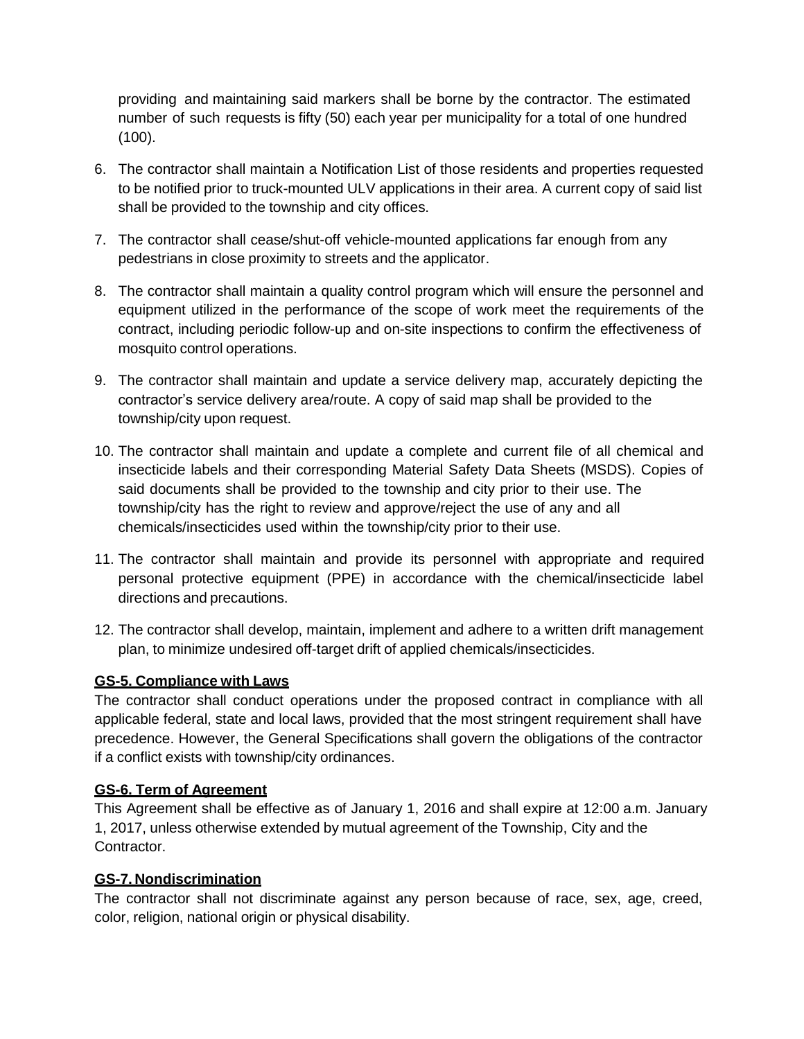providing and maintaining said markers shall be borne by the contractor. The estimated number of such requests is fifty (50) each year per municipality for a total of one hundred (100).

6. The contractor shall maintain a Notification List of those residents and properties requested to be notified prior to truck-mounted ULV applications in their area. A current copy of said list shall be provided to the township and city offices.

7. The contractor shall cease/shut-off vehicle-mounted applications far enough from any pedestrians in close proximity to streets and the applicator.

8. The contractor shall maintain a quality control program which will ensure the personnel and equipment utilized in the performance of the scope of work meet the requirements of the contract, including periodic follow-up and on-site inspections to confirm the effectiveness of mosquito control operations.

9. The contractor shall maintain and update a service delivery map, accurately depicting the contractor's service delivery area/route. A copy of said map shall be provided to the township/city upon request.

10. The contractor shall maintain and update a complete and current file of all chemical and insecticide labels and their corresponding Material Safety Data Sheets (MSDS). Copies of said documents shall be provided to the township and city prior to their use. The township/city has the right to review and approve/reject the use of any and all chemicals/insecticides used within the township/city prior to their use.

11. The contractor shall maintain and provide its personnel with appropriate and required personal protective equipment (PPE) in accordance with the chemical/insecticide label directions and precautions.

12. The contractor shall develop, maintain, implement and adhere to a written drift management plan, to minimize undesired off-target drift of applied chemicals/insecticides.

**GS-5. Compliance with Laws**

The contractor shall conduct operations under the proposed contract in compliance with all applicable federal, state and local laws, provided that the most stringent requirement shall have precedence. However, the General Specifications shall govern the obligations of the contractor if a conflict exists with township/city ordinances.

**GS-6. Term of Agreement**

This Agreement shall be effective as of January 1, 2016 and shall expire at 12:00 a.m. January 1, 2017, unless otherwise extended by mutual agreement of the Township, City and the Contractor.

**GS-7. Nondiscrimination**

The contractor shall not discriminate against any person because of race, sex, age, creed, color, religion, national origin or physical disability.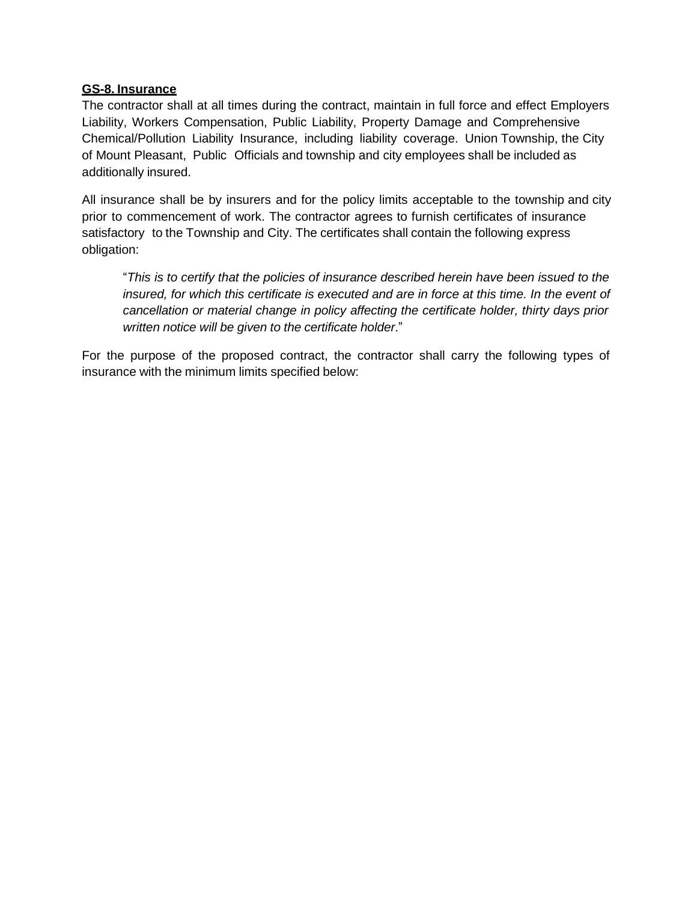**<u>GS-8. Insurance</u>**

The contractor shall at all times during the contract, maintain in full force and effect Employers Liability, Workers Compensation, Public Liability, Property Damage and Comprehensive Chemical/Pollution Liability Insurance, including liability coverage. Union Township, the City of Mount Pleasant, Public Officials and township and city employees shall be included as additionally insured.

All insurance shall be by insurers and for the policy limits acceptable to the township and city prior to commencement of work. The contractor agrees to furnish certificates of insurance satisfactory to the Township and City. The certificates shall contain the following express obligation:

> "*This is to certify that the policies of insurance described herein have been issued to the insured, for which this certificate is executed and are in force at this time. In the event of cancellation or material change in policy affecting the certificate holder, thirty days prior written notice will be given to the certificate holder*."

For the purpose of the proposed contract, the contractor shall carry the following types of insurance with the minimum limits specified below: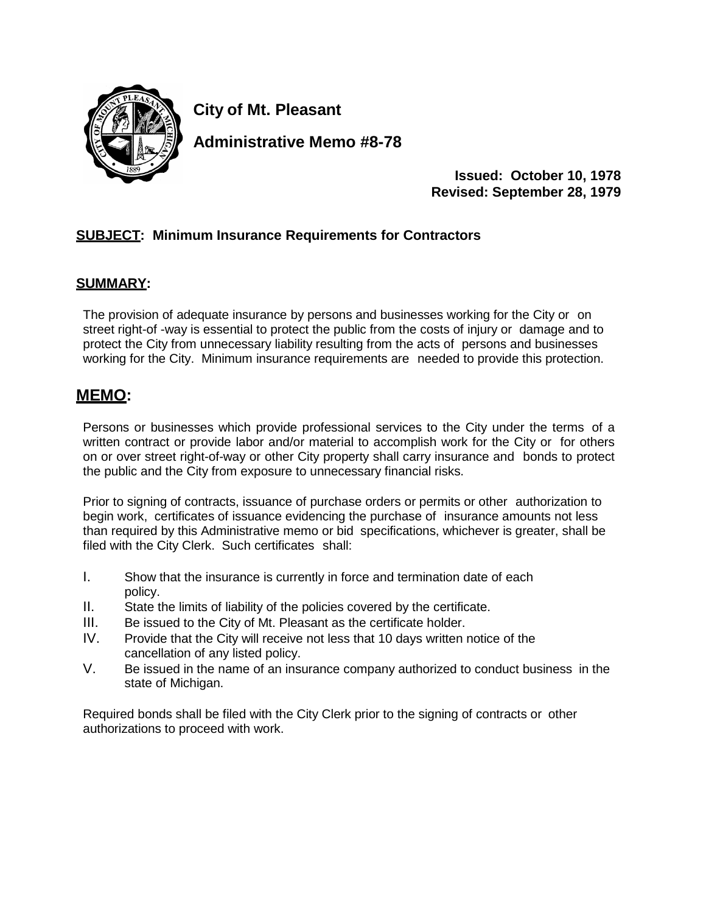**City of Mt. Pleasant**

**Administrative Memo #8-78**

**Issued: October 10, 1978**
**Revised: September 28, 1979**

**SUBJECT: Minimum Insurance Requirements for Contractors**

**SUMMARY:**

The provision of adequate insurance by persons and businesses working for the City or on street right-of -way is essential to protect the public from the costs of injury or damage and to protect the City from unnecessary liability resulting from the acts of persons and businesses working for the City. Minimum insurance requirements are needed to provide this protection.

## MEMO:

Persons or businesses which provide professional services to the City under the terms of a written contract or provide labor and/or material to accomplish work for the City or for others on or over street right-of-way or other City property shall carry insurance and bonds to protect the public and the City from exposure to unnecessary financial risks.

Prior to signing of contracts, issuance of purchase orders or permits or other authorization to begin work, certificates of issuance evidencing the purchase of insurance amounts not less than required by this Administrative memo or bid specifications, whichever is greater, shall be filed with the City Clerk. Such certificates shall:

I. Show that the insurance is currently in force and termination date of each policy.
II. State the limits of liability of the policies covered by the certificate.
III. Be issued to the City of Mt. Pleasant as the certificate holder.
IV. Provide that the City will receive not less that 10 days written notice of the cancellation of any listed policy.
V. Be issued in the name of an insurance company authorized to conduct business in the state of Michigan.

Required bonds shall be filed with the City Clerk prior to the signing of contracts or other authorizations to proceed with work.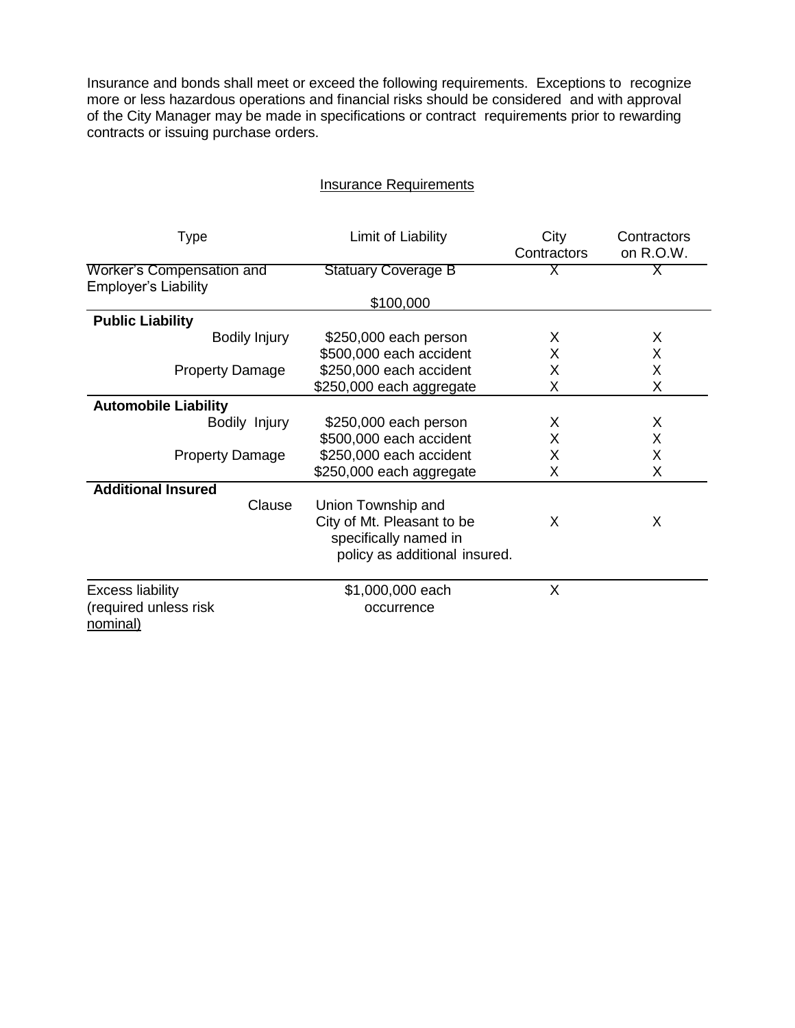Insurance and bonds shall meet or exceed the following requirements. Exceptions to recognize more or less hazardous operations and financial risks should be considered and with approval of the City Manager may be made in specifications or contract requirements prior to rewarding contracts or issuing purchase orders.

Insurance Requirements

| Type | | Limit of Liability | City Contractors | Contractors on R.O.W. |
|---|---|---|---|---|
| Worker's Compensation and Employer's Liability | | Statuary Coverage B<br>$100,000 | X | X |
| **Public Liability** | | | | |
| | Bodily Injury | $250,000 each person | X | X |
| | | $500,000 each accident | X | X |
| | Property Damage | $250,000 each accident | X | X |
| | | $250,000 each aggregate | X | X |
| **Automobile Liability** | | | | |
| | Bodily Injury | $250,000 each person | X | X |
| | | $500,000 each accident | X | X |
| | Property Damage | $250,000 each accident | X | X |
| | | $250,000 each aggregate | X | X |
| **Additional Insured** | | | | |
| | Clause | Union Township and City of Mt. Pleasant to be specifically named in policy as additional insured. | X | X |
| Excess liability (required unless risk nominal) | | $1,000,000 each occurrence | X | |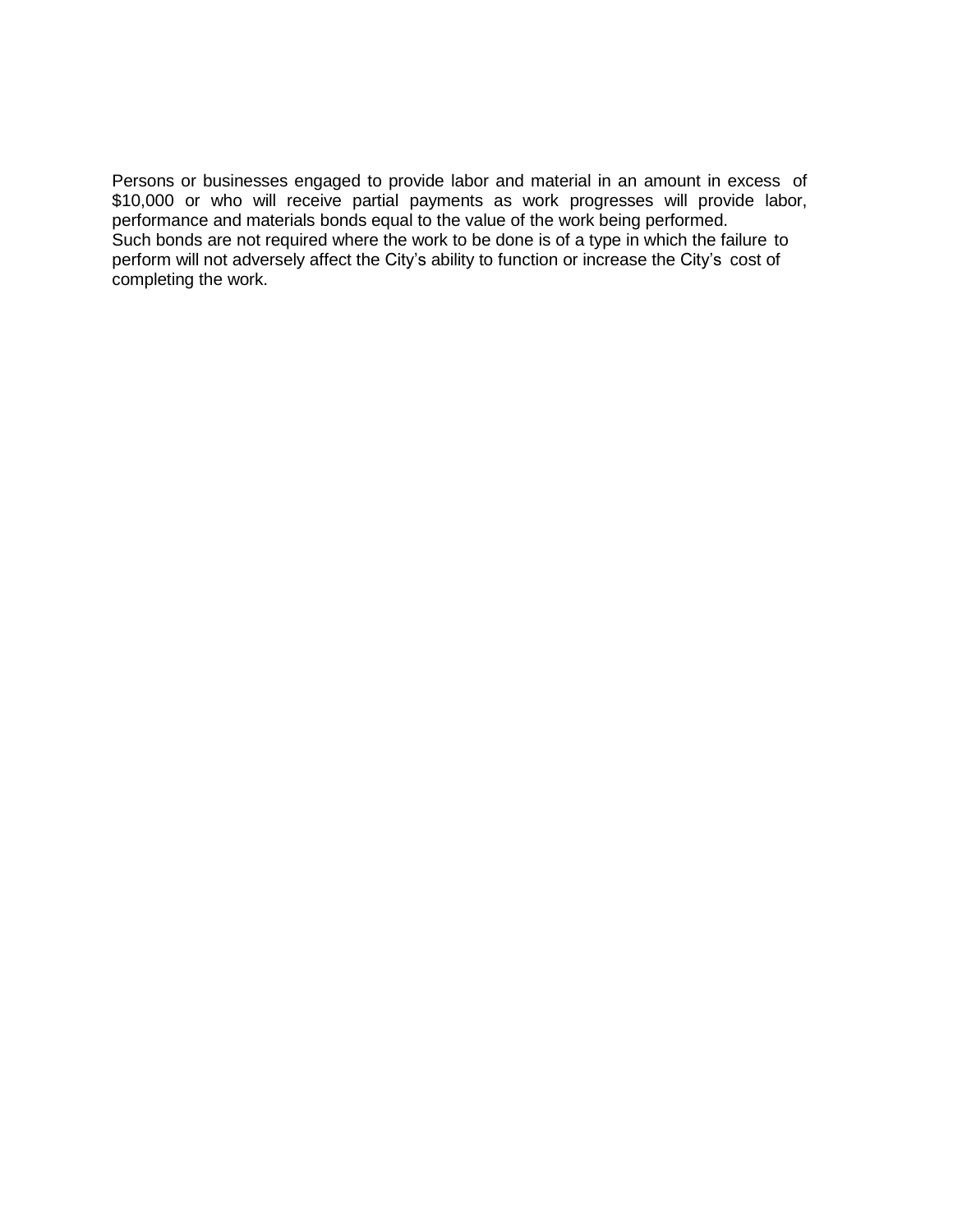Persons or businesses engaged to provide labor and material in an amount in excess of $10,000 or who will receive partial payments as work progresses will provide labor, performance and materials bonds equal to the value of the work being performed.

Such bonds are not required where the work to be done is of a type in which the failure to perform will not adversely affect the City's ability to function or increase the City's cost of completing the work.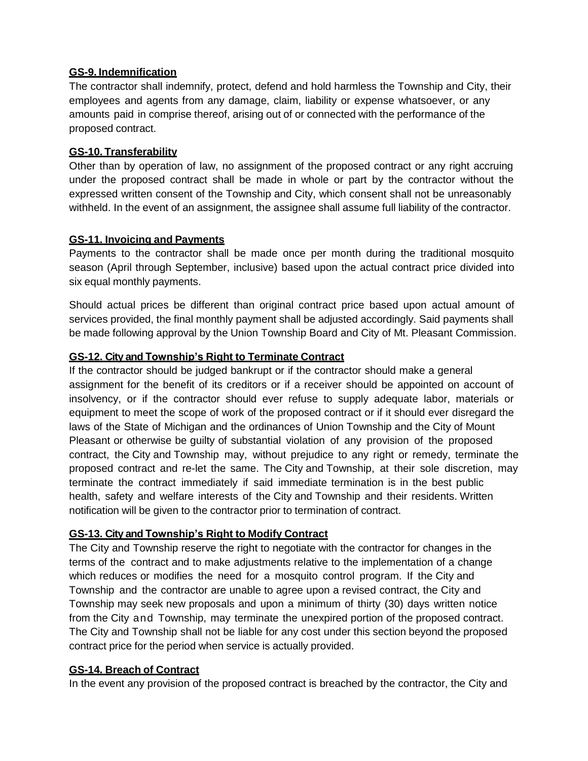**GS-9. Indemnification**

The contractor shall indemnify, protect, defend and hold harmless the Township and City, their employees and agents from any damage, claim, liability or expense whatsoever, or any amounts paid in comprise thereof, arising out of or connected with the performance of the proposed contract.

**GS-10. Transferability**

Other than by operation of law, no assignment of the proposed contract or any right accruing under the proposed contract shall be made in whole or part by the contractor without the expressed written consent of the Township and City, which consent shall not be unreasonably withheld. In the event of an assignment, the assignee shall assume full liability of the contractor.

**GS-11. Invoicing and Payments**

Payments to the contractor shall be made once per month during the traditional mosquito season (April through September, inclusive) based upon the actual contract price divided into six equal monthly payments.

Should actual prices be different than original contract price based upon actual amount of services provided, the final monthly payment shall be adjusted accordingly. Said payments shall be made following approval by the Union Township Board and City of Mt. Pleasant Commission.

**GS-12. City and Township's Right to Terminate Contract**

If the contractor should be judged bankrupt or if the contractor should make a general assignment for the benefit of its creditors or if a receiver should be appointed on account of insolvency, or if the contractor should ever refuse to supply adequate labor, materials or equipment to meet the scope of work of the proposed contract or if it should ever disregard the laws of the State of Michigan and the ordinances of Union Township and the City of Mount Pleasant or otherwise be guilty of substantial violation of any provision of the proposed contract, the City and Township may, without prejudice to any right or remedy, terminate the proposed contract and re-let the same. The City and Township, at their sole discretion, may terminate the contract immediately if said immediate termination is in the best public health, safety and welfare interests of the City and Township and their residents. Written notification will be given to the contractor prior to termination of contract.

**GS-13. City and Township's Right to Modify Contract**

The City and Township reserve the right to negotiate with the contractor for changes in the terms of the contract and to make adjustments relative to the implementation of a change which reduces or modifies the need for a mosquito control program. If the City and Township and the contractor are unable to agree upon a revised contract, the City and Township may seek new proposals and upon a minimum of thirty (30) days written notice from the City and Township, may terminate the unexpired portion of the proposed contract. The City and Township shall not be liable for any cost under this section beyond the proposed contract price for the period when service is actually provided.

**GS-14. Breach of Contract**

In the event any provision of the proposed contract is breached by the contractor, the City and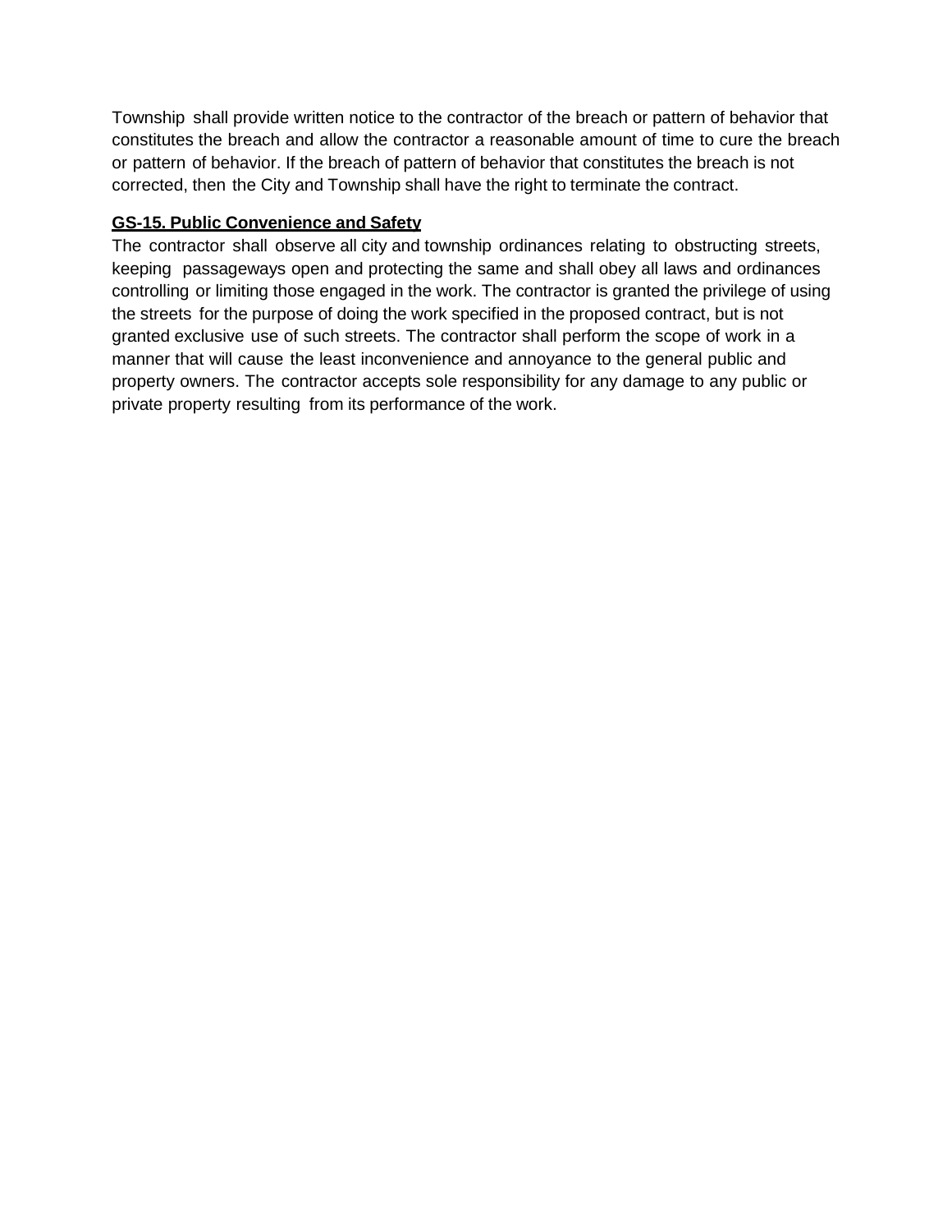Township shall provide written notice to the contractor of the breach or pattern of behavior that constitutes the breach and allow the contractor a reasonable amount of time to cure the breach or pattern of behavior. If the breach of pattern of behavior that constitutes the breach is not corrected, then the City and Township shall have the right to terminate the contract.

**GS-15. Public Convenience and Safety**

The contractor shall observe all city and township ordinances relating to obstructing streets, keeping passageways open and protecting the same and shall obey all laws and ordinances controlling or limiting those engaged in the work. The contractor is granted the privilege of using the streets for the purpose of doing the work specified in the proposed contract, but is not granted exclusive use of such streets. The contractor shall perform the scope of work in a manner that will cause the least inconvenience and annoyance to the general public and property owners. The contractor accepts sole responsibility for any damage to any public or private property resulting from its performance of the work.